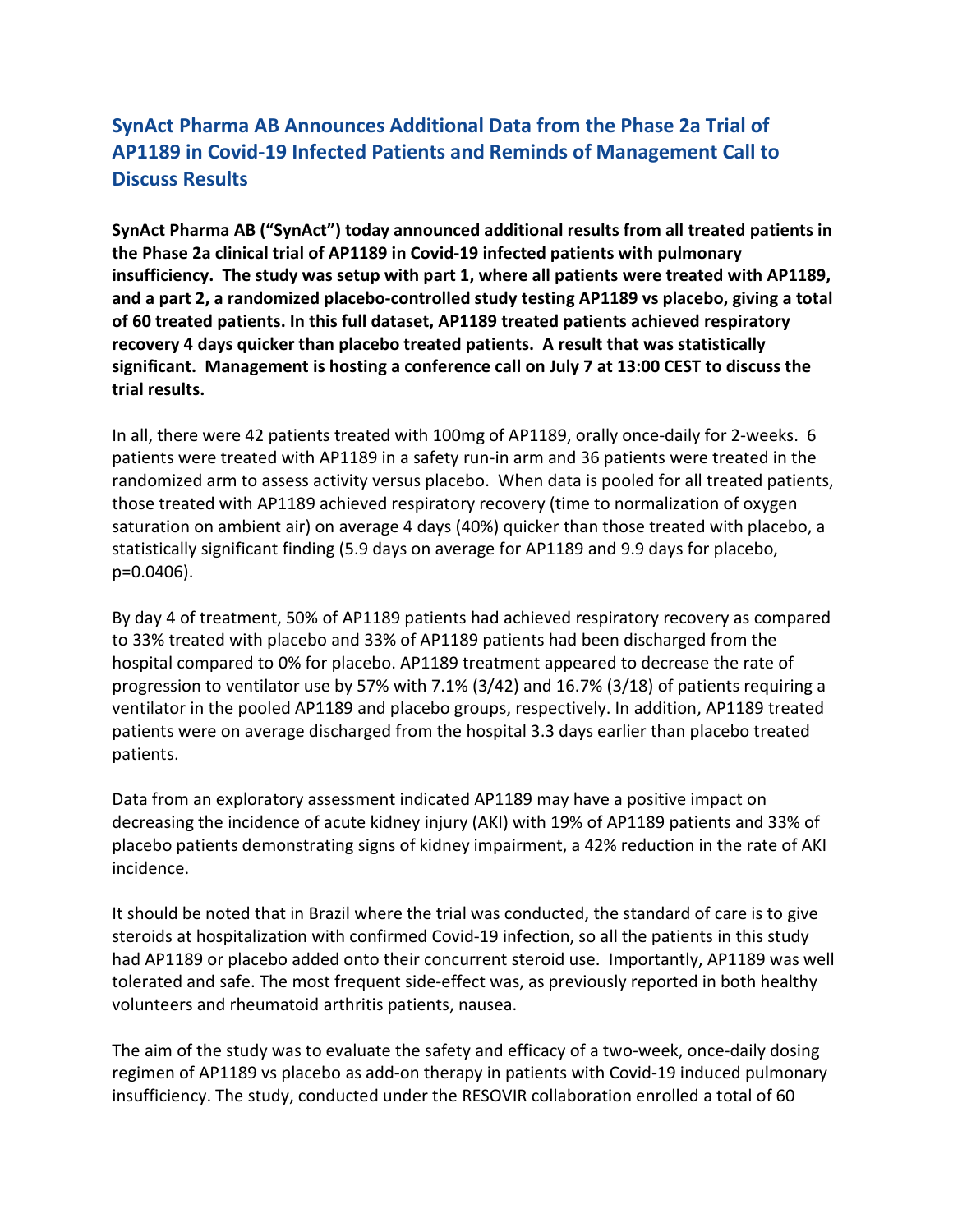# SynAct Pharma AB Announces Additional Data from the Phase 2a Trial of AP1189 in Covid-19 Infected Patients and Reminds of Management Call to Discuss Results

**SynAct Pharma AB ("SynAct") today announced additional results from all treated patients in the Phase 2a clinical trial of AP1189 in Covid-19 infected patients with pulmonary insufficiency. The study was setup with part 1, where all patients were treated with AP1189, and a part 2, a randomized placebo-controlled study testing AP1189 vs placebo, giving a total of 60 treated patients. In this full dataset, AP1189 treated patients achieved respiratory recovery 4 days quicker than placebo treated patients. A result that was statistically significant. Management is hosting a conference call on July 7 at 13:00 CEST to discuss the trial results.**

In all, there were 42 patients treated with 100mg of AP1189, orally once-daily for 2-weeks. 6 patients were treated with AP1189 in a safety run-in arm and 36 patients were treated in the randomized arm to assess activity versus placebo. When data is pooled for all treated patients, those treated with AP1189 achieved respiratory recovery (time to normalization of oxygen saturation on ambient air) on average 4 days (40%) quicker than those treated with placebo, a statistically significant finding (5.9 days on average for AP1189 and 9.9 days for placebo, $p=0.0406$).

By day 4 of treatment, 50% of AP1189 patients had achieved respiratory recovery as compared to 33% treated with placebo and 33% of AP1189 patients had been discharged from the hospital compared to 0% for placebo. AP1189 treatment appeared to decrease the rate of progression to ventilator use by 57% with 7.1% (3/42) and 16.7% (3/18) of patients requiring a ventilator in the pooled AP1189 and placebo groups, respectively. In addition, AP1189 treated patients were on average discharged from the hospital 3.3 days earlier than placebo treated patients.

Data from an exploratory assessment indicated AP1189 may have a positive impact on decreasing the incidence of acute kidney injury (AKI) with 19% of AP1189 patients and 33% of placebo patients demonstrating signs of kidney impairment, a 42% reduction in the rate of AKI incidence.

It should be noted that in Brazil where the trial was conducted, the standard of care is to give steroids at hospitalization with confirmed Covid-19 infection, so all the patients in this study had AP1189 or placebo added onto their concurrent steroid use. Importantly, AP1189 was well tolerated and safe. The most frequent side-effect was, as previously reported in both healthy volunteers and rheumatoid arthritis patients, nausea.

The aim of the study was to evaluate the safety and efficacy of a two-week, once-daily dosing regimen of AP1189 vs placebo as add-on therapy in patients with Covid-19 induced pulmonary insufficiency. The study, conducted under the RESOVIR collaboration enrolled a total of 60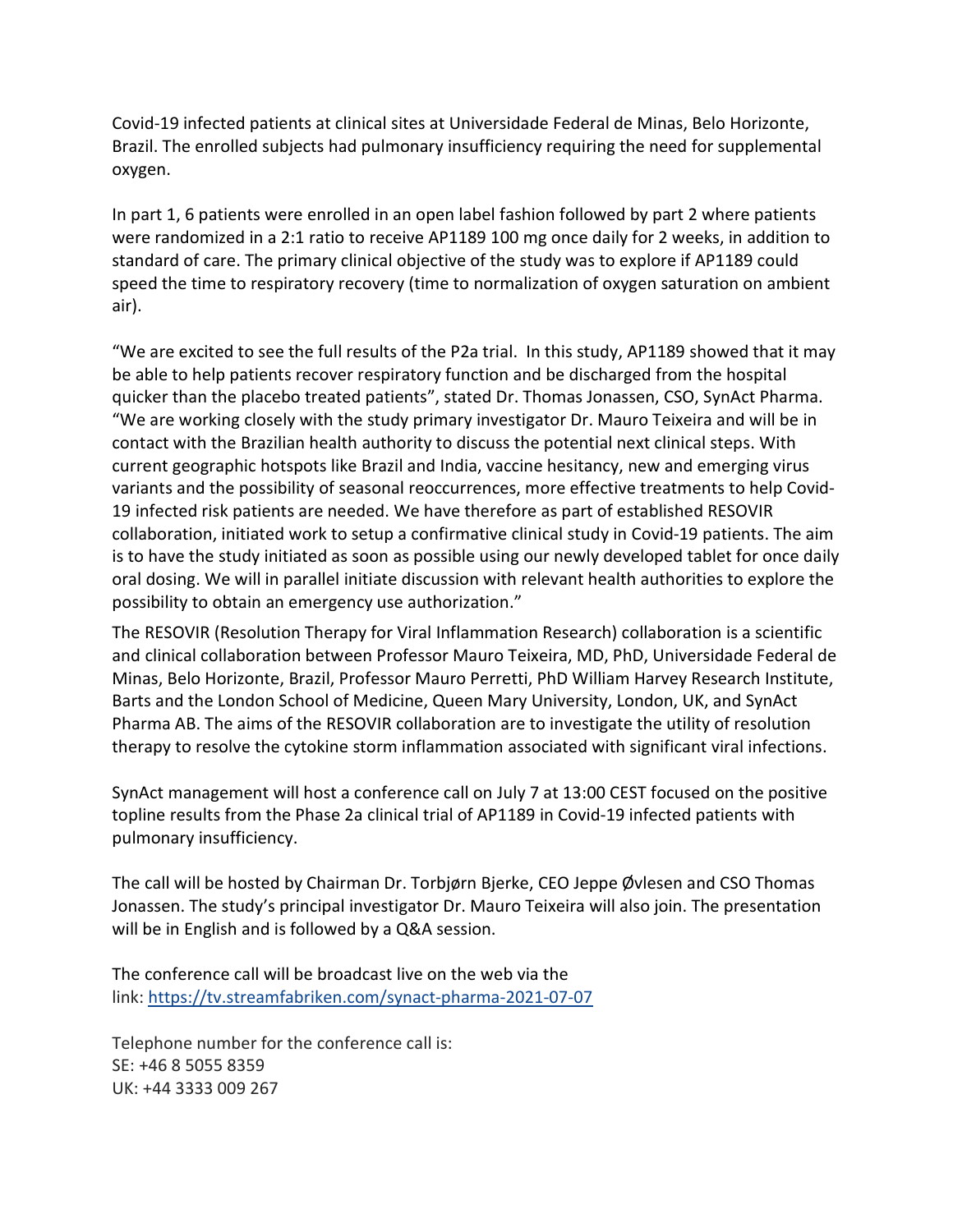Covid-19 infected patients at clinical sites at Universidade Federal de Minas, Belo Horizonte, Brazil. The enrolled subjects had pulmonary insufficiency requiring the need for supplemental oxygen.

In part 1, 6 patients were enrolled in an open label fashion followed by part 2 where patients were randomized in a 2:1 ratio to receive AP1189 100 mg once daily for 2 weeks, in addition to standard of care. The primary clinical objective of the study was to explore if AP1189 could speed the time to respiratory recovery (time to normalization of oxygen saturation on ambient air).

"We are excited to see the full results of the P2a trial. In this study, AP1189 showed that it may be able to help patients recover respiratory function and be discharged from the hospital quicker than the placebo treated patients", stated Dr. Thomas Jonassen, CSO, SynAct Pharma. "We are working closely with the study primary investigator Dr. Mauro Teixeira and will be in contact with the Brazilian health authority to discuss the potential next clinical steps. With current geographic hotspots like Brazil and India, vaccine hesitancy, new and emerging virus variants and the possibility of seasonal reoccurrences, more effective treatments to help Covid-19 infected risk patients are needed. We have therefore as part of established RESOVIR collaboration, initiated work to setup a confirmative clinical study in Covid-19 patients. The aim is to have the study initiated as soon as possible using our newly developed tablet for once daily oral dosing. We will in parallel initiate discussion with relevant health authorities to explore the possibility to obtain an emergency use authorization."

The RESOVIR (Resolution Therapy for Viral Inflammation Research) collaboration is a scientific and clinical collaboration between Professor Mauro Teixeira, MD, PhD, Universidade Federal de Minas, Belo Horizonte, Brazil, Professor Mauro Perretti, PhD William Harvey Research Institute, Barts and the London School of Medicine, Queen Mary University, London, UK, and SynAct Pharma AB. The aims of the RESOVIR collaboration are to investigate the utility of resolution therapy to resolve the cytokine storm inflammation associated with significant viral infections.

SynAct management will host a conference call on July 7 at 13:00 CEST focused on the positive topline results from the Phase 2a clinical trial of AP1189 in Covid-19 infected patients with pulmonary insufficiency.

The call will be hosted by Chairman Dr. Torbjørn Bjerke, CEO Jeppe Øvlesen and CSO Thomas Jonassen. The study's principal investigator Dr. Mauro Teixeira will also join. The presentation will be in English and is followed by a Q&A session.

The conference call will be broadcast live on the web via the link: [https://tv.streamfabriken.com/synact-pharma-2021-07-07](https://tv.streamfabriken.com/synact-pharma-2021-07-07)

Telephone number for the conference call is:
SE: +46 8 5055 8359
UK: +44 3333 009 267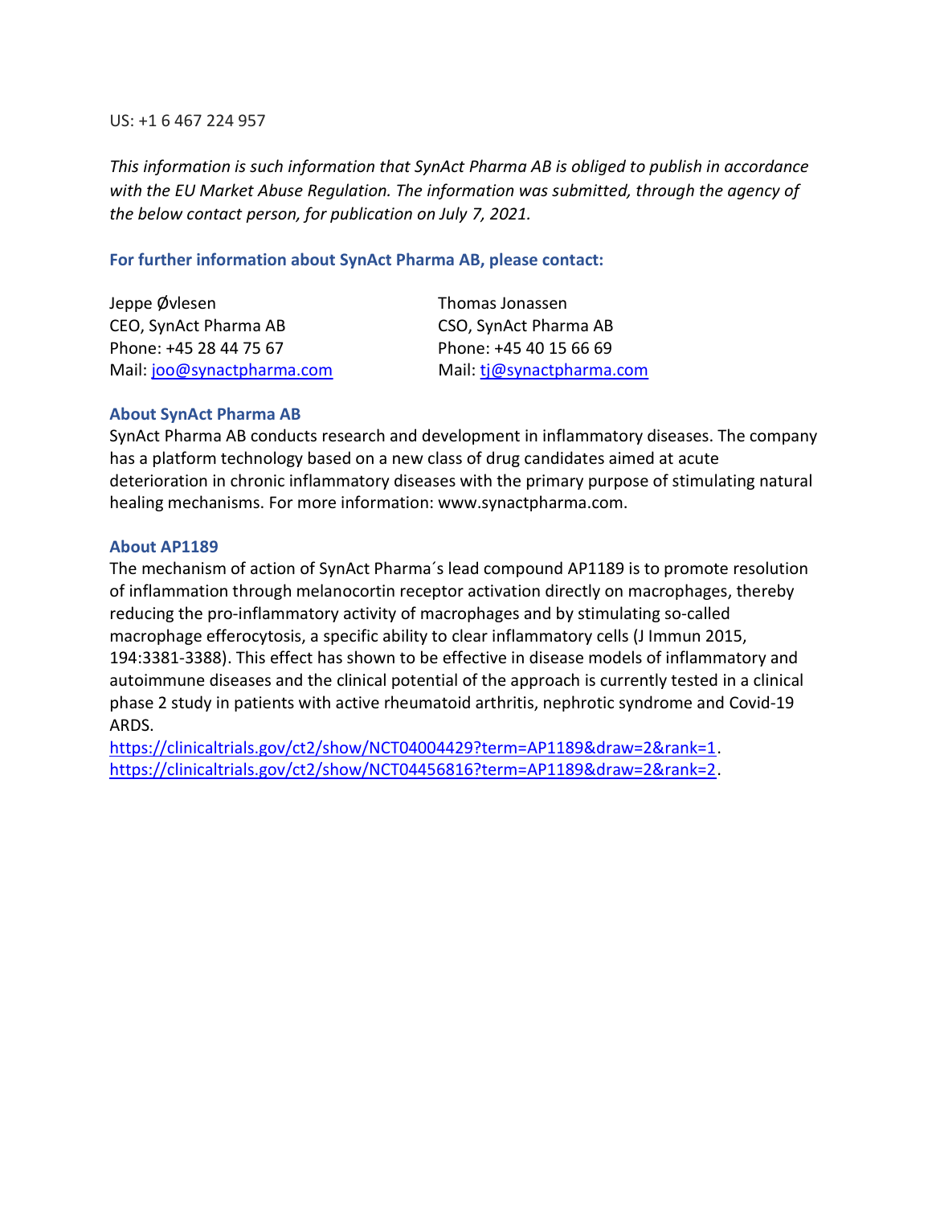US: +1 6 467 224 957

*This information is such information that SynAct Pharma AB is obliged to publish in accordance with the EU Market Abuse Regulation. The information was submitted, through the agency of the below contact person, for publication on July 7, 2021.*

### For further information about SynAct Pharma AB, please contact:

Jeppe Øvlesen
CEO, SynAct Pharma AB
Phone: +45 28 44 75 67
Mail: joo@synactpharma.com

Thomas Jonassen
CSO, SynAct Pharma AB
Phone: +45 40 15 66 69
Mail: tj@synactpharma.com

### About SynAct Pharma AB

SynAct Pharma AB conducts research and development in inflammatory diseases. The company has a platform technology based on a new class of drug candidates aimed at acute deterioration in chronic inflammatory diseases with the primary purpose of stimulating natural healing mechanisms. For more information: www.synactpharma.com.

### About AP1189

The mechanism of action of SynAct Pharma´s lead compound AP1189 is to promote resolution of inflammation through melanocortin receptor activation directly on macrophages, thereby reducing the pro-inflammatory activity of macrophages and by stimulating so-called macrophage efferocytosis, a specific ability to clear inflammatory cells (J Immun 2015, 194:3381-3388). This effect has shown to be effective in disease models of inflammatory and autoimmune diseases and the clinical potential of the approach is currently tested in a clinical phase 2 study in patients with active rheumatoid arthritis, nephrotic syndrome and Covid-19 ARDS.
https://clinicaltrials.gov/ct2/show/NCT04004429?term=AP1189&draw=2&rank=1.
https://clinicaltrials.gov/ct2/show/NCT04456816?term=AP1189&draw=2&rank=2.